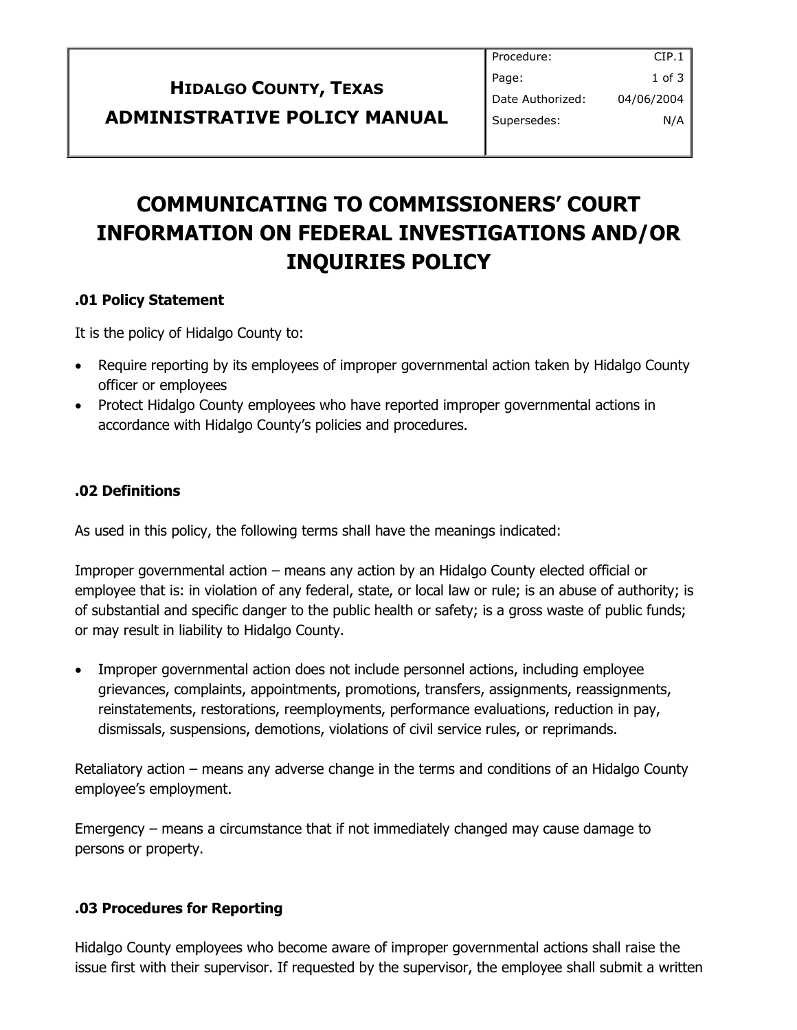| HIDALGO COUNTY, TEXAS ADMINISTRATIVE POLICY MANUAL | Procedure: CIP.1 |
| --- | --- |
| | Page: 1 of 3 |
| | Date Authorized: 04/06/2004 |
| | Supersedes: N/A |

# COMMUNICATING TO COMMISSIONERS' COURT INFORMATION ON FEDERAL INVESTIGATIONS AND/OR INQUIRIES POLICY

## .01 Policy Statement

It is the policy of Hidalgo County to:

- Require reporting by its employees of improper governmental action taken by Hidalgo County officer or employees
- Protect Hidalgo County employees who have reported improper governmental actions in accordance with Hidalgo County's policies and procedures.

## .02 Definitions

As used in this policy, the following terms shall have the meanings indicated:

Improper governmental action – means any action by an Hidalgo County elected official or employee that is: in violation of any federal, state, or local law or rule; is an abuse of authority; is of substantial and specific danger to the public health or safety; is a gross waste of public funds; or may result in liability to Hidalgo County.

- Improper governmental action does not include personnel actions, including employee grievances, complaints, appointments, promotions, transfers, assignments, reassignments, reinstatements, restorations, reemployments, performance evaluations, reduction in pay, dismissals, suspensions, demotions, violations of civil service rules, or reprimands.

Retaliatory action – means any adverse change in the terms and conditions of an Hidalgo County employee's employment.

Emergency – means a circumstance that if not immediately changed may cause damage to persons or property.

## .03 Procedures for Reporting

Hidalgo County employees who become aware of improper governmental actions shall raise the issue first with their supervisor. If requested by the supervisor, the employee shall submit a written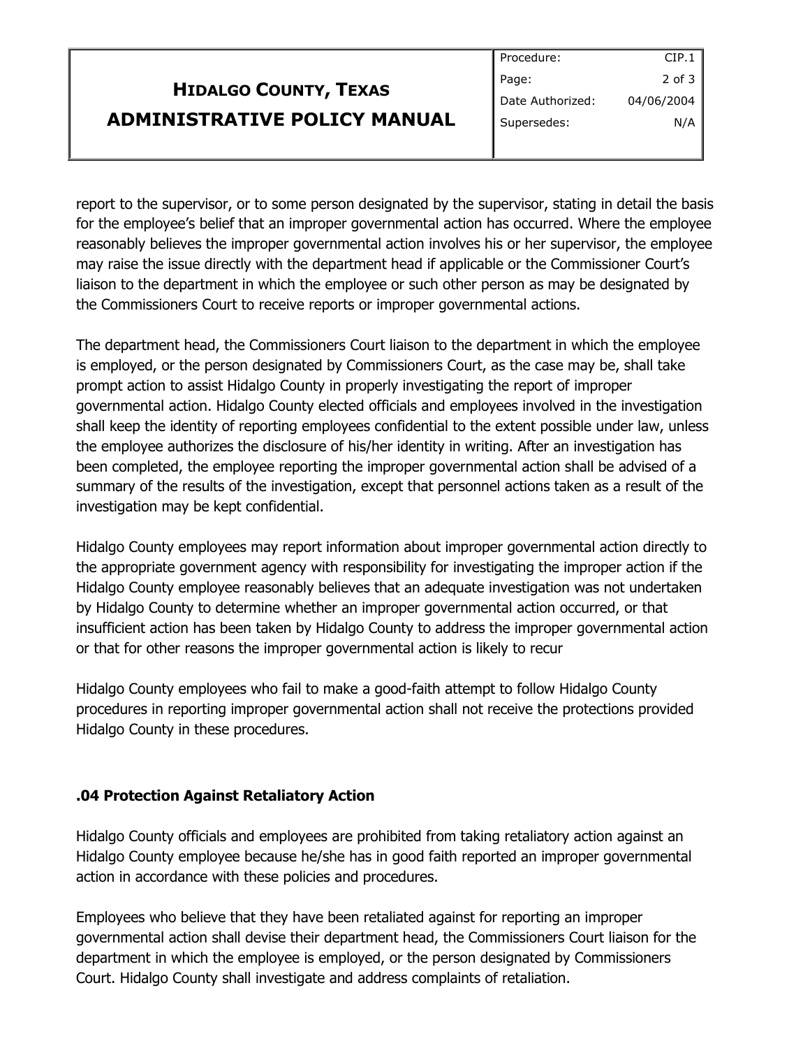report to the supervisor, or to some person designated by the supervisor, stating in detail the basis for the employee's belief that an improper governmental action has occurred. Where the employee reasonably believes the improper governmental action involves his or her supervisor, the employee may raise the issue directly with the department head if applicable or the Commissioner Court's liaison to the department in which the employee or such other person as may be designated by the Commissioners Court to receive reports or improper governmental actions.

The department head, the Commissioners Court liaison to the department in which the employee is employed, or the person designated by Commissioners Court, as the case may be, shall take prompt action to assist Hidalgo County in properly investigating the report of improper governmental action. Hidalgo County elected officials and employees involved in the investigation shall keep the identity of reporting employees confidential to the extent possible under law, unless the employee authorizes the disclosure of his/her identity in writing. After an investigation has been completed, the employee reporting the improper governmental action shall be advised of a summary of the results of the investigation, except that personnel actions taken as a result of the investigation may be kept confidential.

Hidalgo County employees may report information about improper governmental action directly to the appropriate government agency with responsibility for investigating the improper action if the Hidalgo County employee reasonably believes that an adequate investigation was not undertaken by Hidalgo County to determine whether an improper governmental action occurred, or that insufficient action has been taken by Hidalgo County to address the improper governmental action or that for other reasons the improper governmental action is likely to recur

Hidalgo County employees who fail to make a good-faith attempt to follow Hidalgo County procedures in reporting improper governmental action shall not receive the protections provided Hidalgo County in these procedures.

### .04 Protection Against Retaliatory Action

Hidalgo County officials and employees are prohibited from taking retaliatory action against an Hidalgo County employee because he/she has in good faith reported an improper governmental action in accordance with these policies and procedures.

Employees who believe that they have been retaliated against for reporting an improper governmental action shall devise their department head, the Commissioners Court liaison for the department in which the employee is employed, or the person designated by Commissioners Court. Hidalgo County shall investigate and address complaints of retaliation.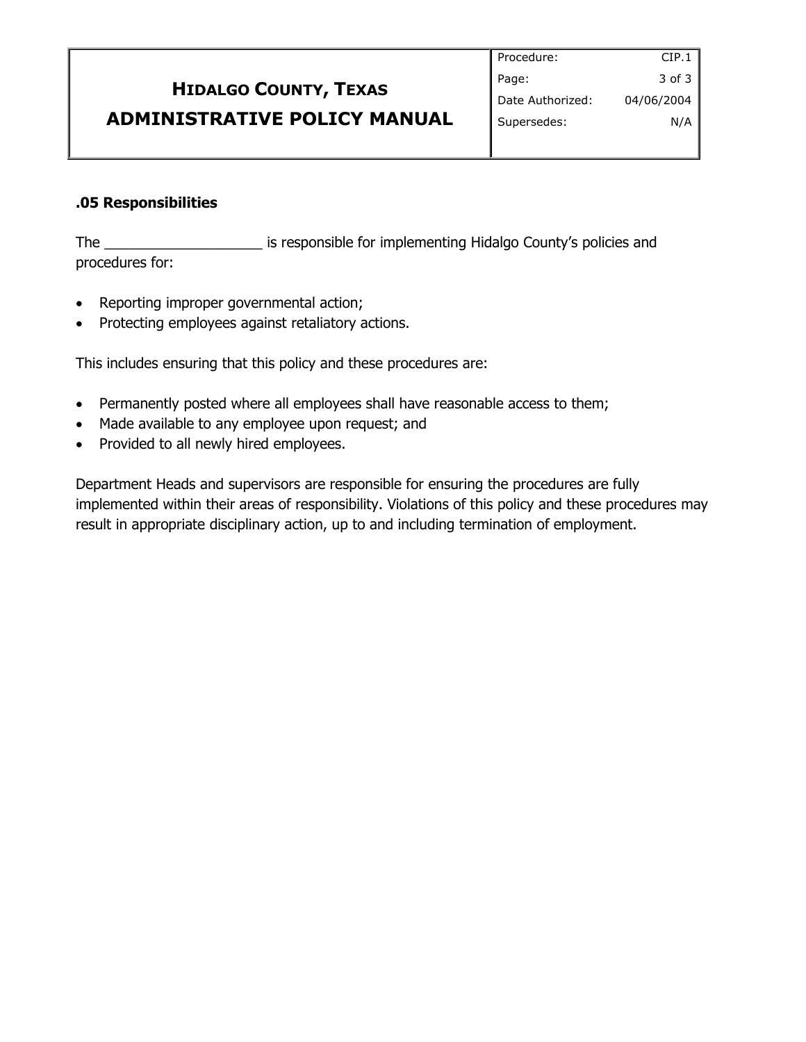### .05 Responsibilities

The ____________________ is responsible for implementing Hidalgo County's policies and procedures for:

- Reporting improper governmental action;
- Protecting employees against retaliatory actions.

This includes ensuring that this policy and these procedures are:

- Permanently posted where all employees shall have reasonable access to them;
- Made available to any employee upon request; and
- Provided to all newly hired employees.

Department Heads and supervisors are responsible for ensuring the procedures are fully implemented within their areas of responsibility. Violations of this policy and these procedures may result in appropriate disciplinary action, up to and including termination of employment.